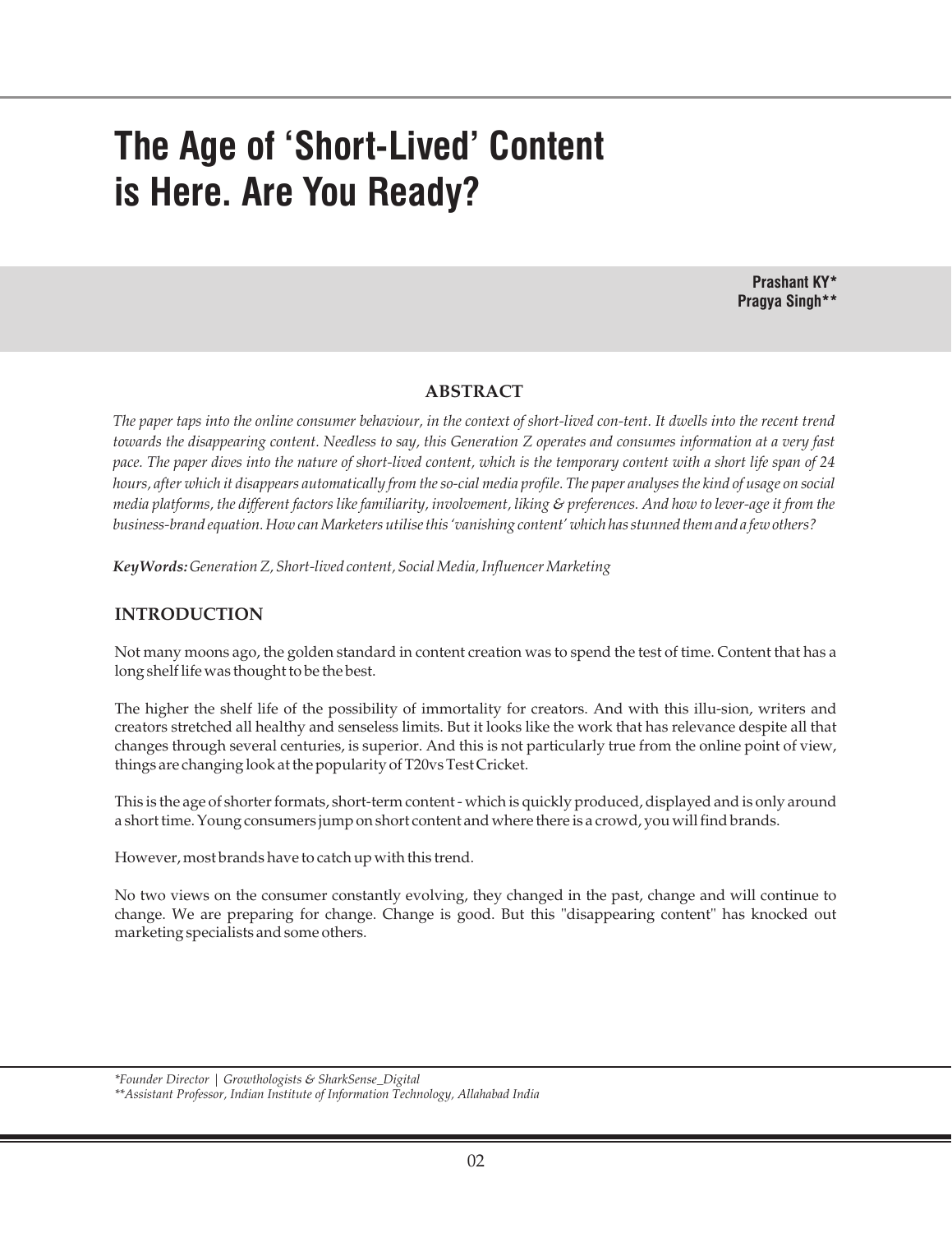# The Age of 'Short-Lived' Content is Here. Are You Ready?

**Prashant KY***
**Pragya Singh****

## ABSTRACT

*The paper taps into the online consumer behaviour, in the context of short-lived con-tent. It dwells into the recent trend towards the disappearing content. Needless to say, this Generation Z operates and consumes information at a very fast pace. The paper dives into the nature of short-lived content, which is the temporary content with a short life span of 24 hours, after which it disappears automatically from the so-cial media profile. The paper analyses the kind of usage on social media platforms, the different factors like familiarity, involvement, liking & preferences. And how to lever-age it from the business-brand equation. How can Marketers utilise this 'vanishing content' which has stunned them and a few others?*

***KeyWords:*** *Generation Z, Short-lived content, Social Media, Influencer Marketing*

## INTRODUCTION

Not many moons ago, the golden standard in content creation was to spend the test of time. Content that has a long shelf life was thought to be the best.

The higher the shelf life of the possibility of immortality for creators. And with this illu-sion, writers and creators stretched all healthy and senseless limits. But it looks like the work that has relevance despite all that changes through several centuries, is superior. And this is not particularly true from the online point of view, things are changing look at the popularity of T20vs Test Cricket.

This is the age of shorter formats, short-term content - which is quickly produced, displayed and is only around a short time. Young consumers jump on short content and where there is a crowd, you will find brands.

However, most brands have to catch up with this trend.

No two views on the consumer constantly evolving, they changed in the past, change and will continue to change. We are preparing for change. Change is good. But this "disappearing content" has knocked out marketing specialists and some others.

*\*Founder Director | Growthologists & SharkSense_Digital*
*\*\*Assistant Professor, Indian Institute of Information Technology, Allahabad India*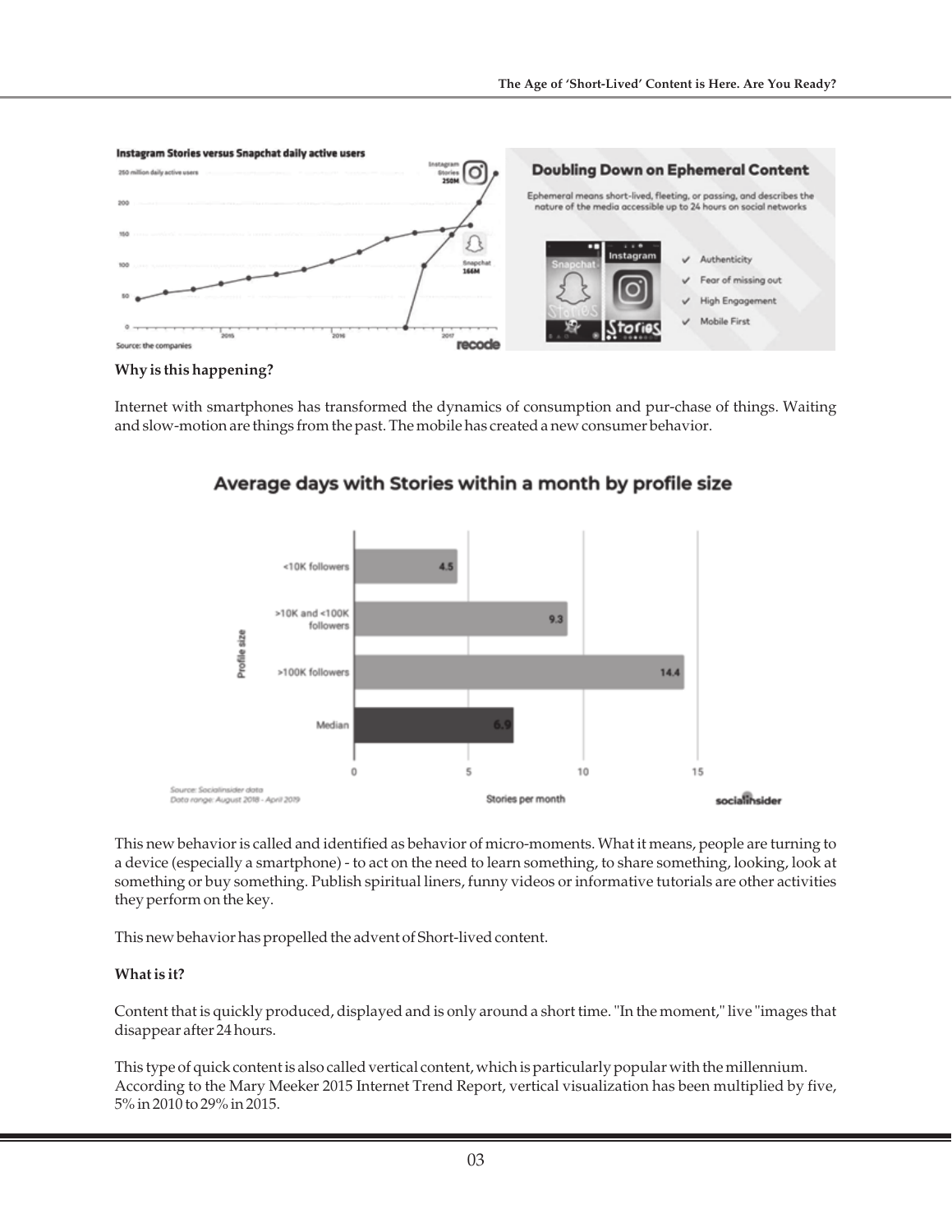**Why is this happening?**

Internet with smartphones has transformed the dynamics of consumption and pur-chase of things. Waiting and slow-motion are things from the past. The mobile has created a new consumer behavior.

This new behavior is called and identified as behavior of micro-moments. What it means, people are turning to a device (especially a smartphone) - to act on the need to learn something, to share something, looking, look at something or buy something. Publish spiritual liners, funny videos or informative tutorials are other activities they perform on the key.

This new behavior has propelled the advent of Short-lived content.

**What is it?**

Content that is quickly produced, displayed and is only around a short time. "In the moment," live "images that disappear after 24 hours.

This type of quick content is also called vertical content, which is particularly popular with the millennium. According to the Mary Meeker 2015 Internet Trend Report, vertical visualization has been multiplied by five, 5% in 2010 to 29% in 2015.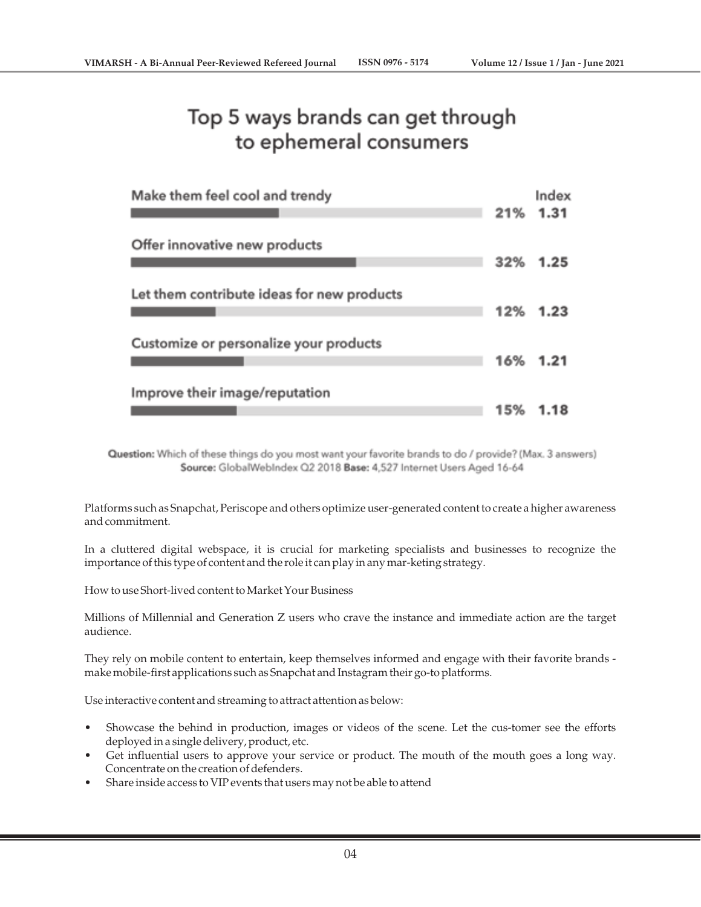## Top 5 ways brands can get through to ephemeral consumers

| Way | % | Index |
|---|---|---|
| Make them feel cool and trendy | 21% | 1.31 |
| Offer innovative new products | 32% | 1.25 |
| Let them contribute ideas for new products | 12% | 1.23 |
| Customize or personalize your products | 16% | 1.21 |
| Improve their image/reputation | 15% | 1.18 |

**Question:** Which of these things do you most want your favorite brands to do / provide? (Max. 3 answers)
**Source:** GlobalWebIndex Q2 2018 **Base:** 4,527 Internet Users Aged 16-64

Platforms such as Snapchat, Periscope and others optimize user-generated content to create a higher awareness and commitment.

In a cluttered digital webspace, it is crucial for marketing specialists and businesses to recognize the importance of this type of content and the role it can play in any mar-keting strategy.

How to use Short-lived content to Market Your Business

Millions of Millennial and Generation Z users who crave the instance and immediate action are the target audience.

They rely on mobile content to entertain, keep themselves informed and engage with their favorite brands - make mobile-first applications such as Snapchat and Instagram their go-to platforms.

Use interactive content and streaming to attract attention as below:

- Showcase the behind in production, images or videos of the scene. Let the cus-tomer see the efforts deployed in a single delivery, product, etc.
- Get influential users to approve your service or product. The mouth of the mouth goes a long way. Concentrate on the creation of defenders.
- Share inside access to VIP events that users may not be able to attend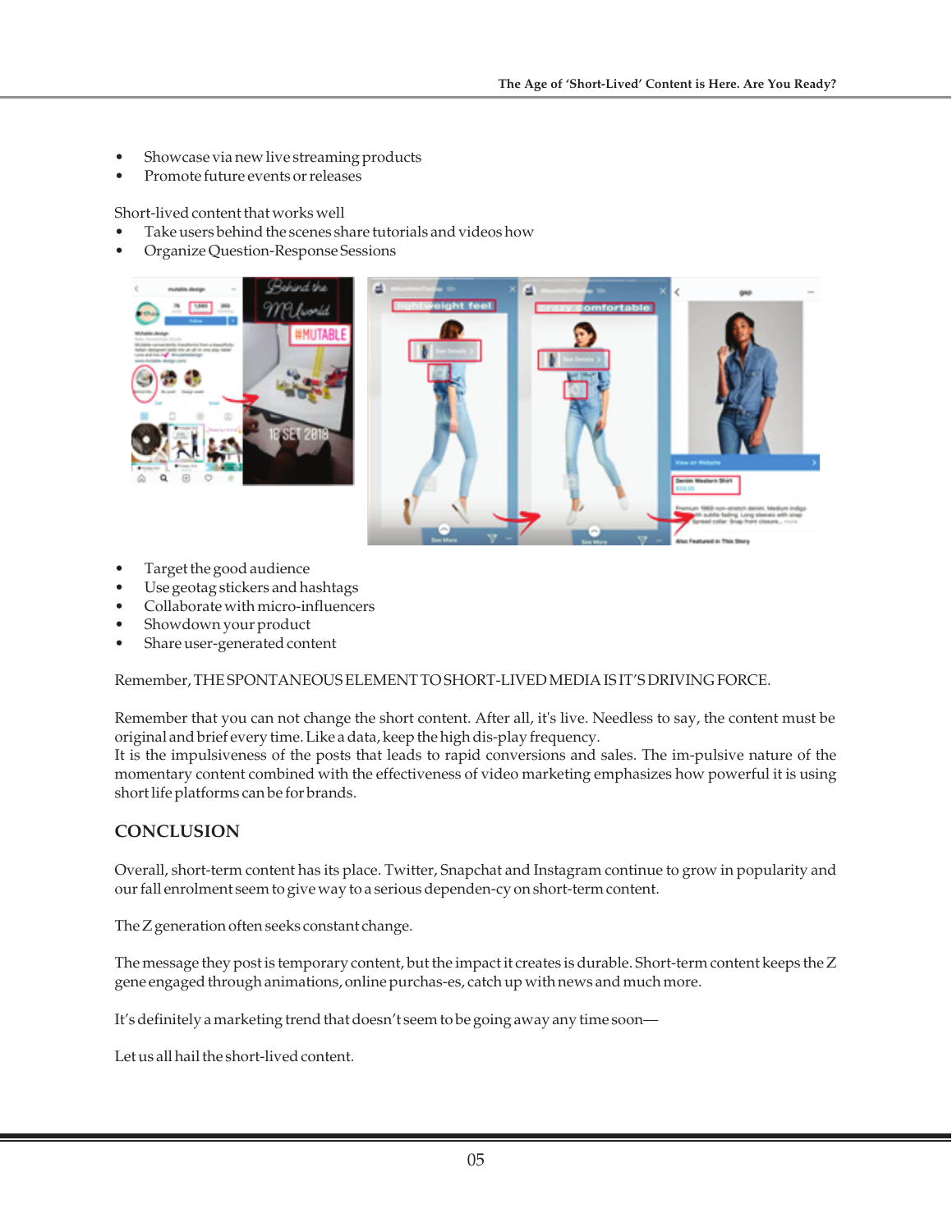- Showcase via new live streaming products
- Promote future events or releases

Short-lived content that works well

- Take users behind the scenes share tutorials and videos how
- Organize Question-Response Sessions

- Target the good audience
- Use geotag stickers and hashtags
- Collaborate with micro-influencers
- Showdown your product
- Share user-generated content

Remember, THE SPONTANEOUS ELEMENT TO SHORT-LIVED MEDIA IS IT'S DRIVING FORCE.

Remember that you can not change the short content. After all, it's live. Needless to say, the content must be original and brief every time. Like a data, keep the high dis-play frequency.
It is the impulsiveness of the posts that leads to rapid conversions and sales. The im-pulsive nature of the momentary content combined with the effectiveness of video marketing emphasizes how powerful it is using short life platforms can be for brands.

## CONCLUSION

Overall, short-term content has its place. Twitter, Snapchat and Instagram continue to grow in popularity and our fall enrolment seem to give way to a serious dependen-cy on short-term content.

The Z generation often seeks constant change.

The message they post is temporary content, but the impact it creates is durable. Short-term content keeps the Z gene engaged through animations, online purchas-es, catch up with news and much more.

It's definitely a marketing trend that doesn't seem to be going away any time soon—

Let us all hail the short-lived content.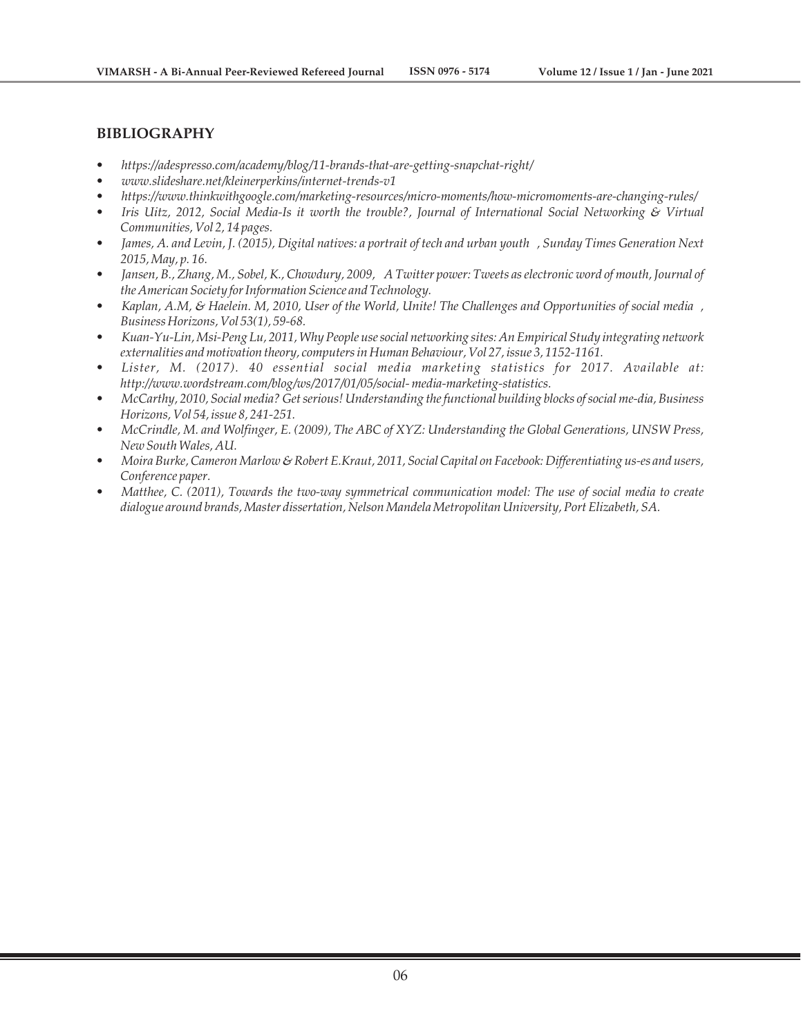## BIBLIOGRAPHY

- *https://adespresso.com/academy/blog/11-brands-that-are-getting-snapchat-right/*
- *www.slideshare.net/kleinerperkins/internet-trends-v1*
- *https://www.thinkwithgoogle.com/marketing-resources/micro-moments/how-micromoments-are-changing-rules/*
- *Iris Uitz, 2012, Social Media-Is it worth the trouble?, Journal of International Social Networking & Virtual Communities, Vol 2, 14 pages.*
- *James, A. and Levin, J. (2015), Digital natives: a portrait of tech and urban youth , Sunday Times Generation Next 2015, May, p. 16.*
- *Jansen, B., Zhang, M., Sobel, K., Chowdury, 2009, A Twitter power: Tweets as electronic word of mouth, Journal of the American Society for Information Science and Technology.*
- *Kaplan, A.M, & Haelein. M, 2010, User of the World, Unite! The Challenges and Opportunities of social media , Business Horizons, Vol 53(1), 59-68.*
- *Kuan-Yu-Lin, Msi-Peng Lu, 2011, Why People use social networking sites: An Empirical Study integrating network externalities and motivation theory, computers in Human Behaviour, Vol 27, issue 3, 1152-1161.*
- *Lister, M. (2017). 40 essential social media marketing statistics for 2017. Available at: http://www.wordstream.com/blog/ws/2017/01/05/social- media-marketing-statistics.*
- *McCarthy, 2010, Social media? Get serious! Understanding the functional building blocks of social me-dia, Business Horizons, Vol 54, issue 8, 241-251.*
- *McCrindle, M. and Wolfinger, E. (2009), The ABC of XYZ: Understanding the Global Generations, UNSW Press, New South Wales, AU.*
- *Moira Burke, Cameron Marlow & Robert E.Kraut, 2011, Social Capital on Facebook: Differentiating us-es and users, Conference paper.*
- *Matthee, C. (2011), Towards the two-way symmetrical communication model: The use of social media to create dialogue around brands, Master dissertation, Nelson Mandela Metropolitan University, Port Elizabeth, SA.*